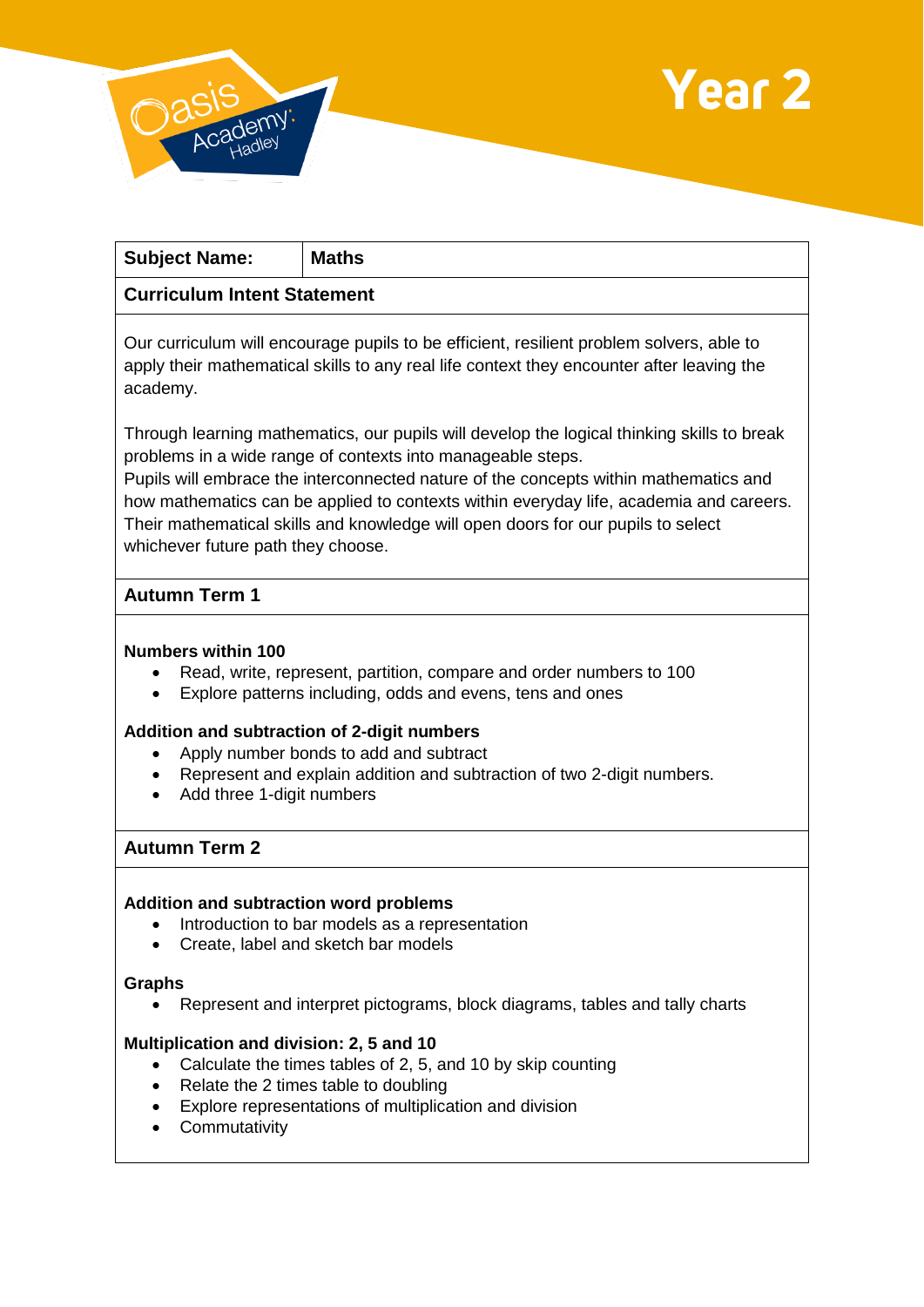# Year 2

| **Subject Name:** | **Maths** |
|---|---|

## Curriculum Intent Statement

Our curriculum will encourage pupils to be efficient, resilient problem solvers, able to apply their mathematical skills to any real life context they encounter after leaving the academy.

Through learning mathematics, our pupils will develop the logical thinking skills to break problems in a wide range of contexts into manageable steps.
Pupils will embrace the interconnected nature of the concepts within mathematics and how mathematics can be applied to contexts within everyday life, academia and careers. Their mathematical skills and knowledge will open doors for our pupils to select whichever future path they choose.

## Autumn Term 1

**Numbers within 100**

- Read, write, represent, partition, compare and order numbers to 100
- Explore patterns including, odds and evens, tens and ones

**Addition and subtraction of 2-digit numbers**

- Apply number bonds to add and subtract
- Represent and explain addition and subtraction of two 2-digit numbers.
- Add three 1-digit numbers

## Autumn Term 2

**Addition and subtraction word problems**

- Introduction to bar models as a representation
- Create, label and sketch bar models

**Graphs**

- Represent and interpret pictograms, block diagrams, tables and tally charts

**Multiplication and division: 2, 5 and 10**

- Calculate the times tables of 2, 5, and 10 by skip counting
- Relate the 2 times table to doubling
- Explore representations of multiplication and division
- Commutativity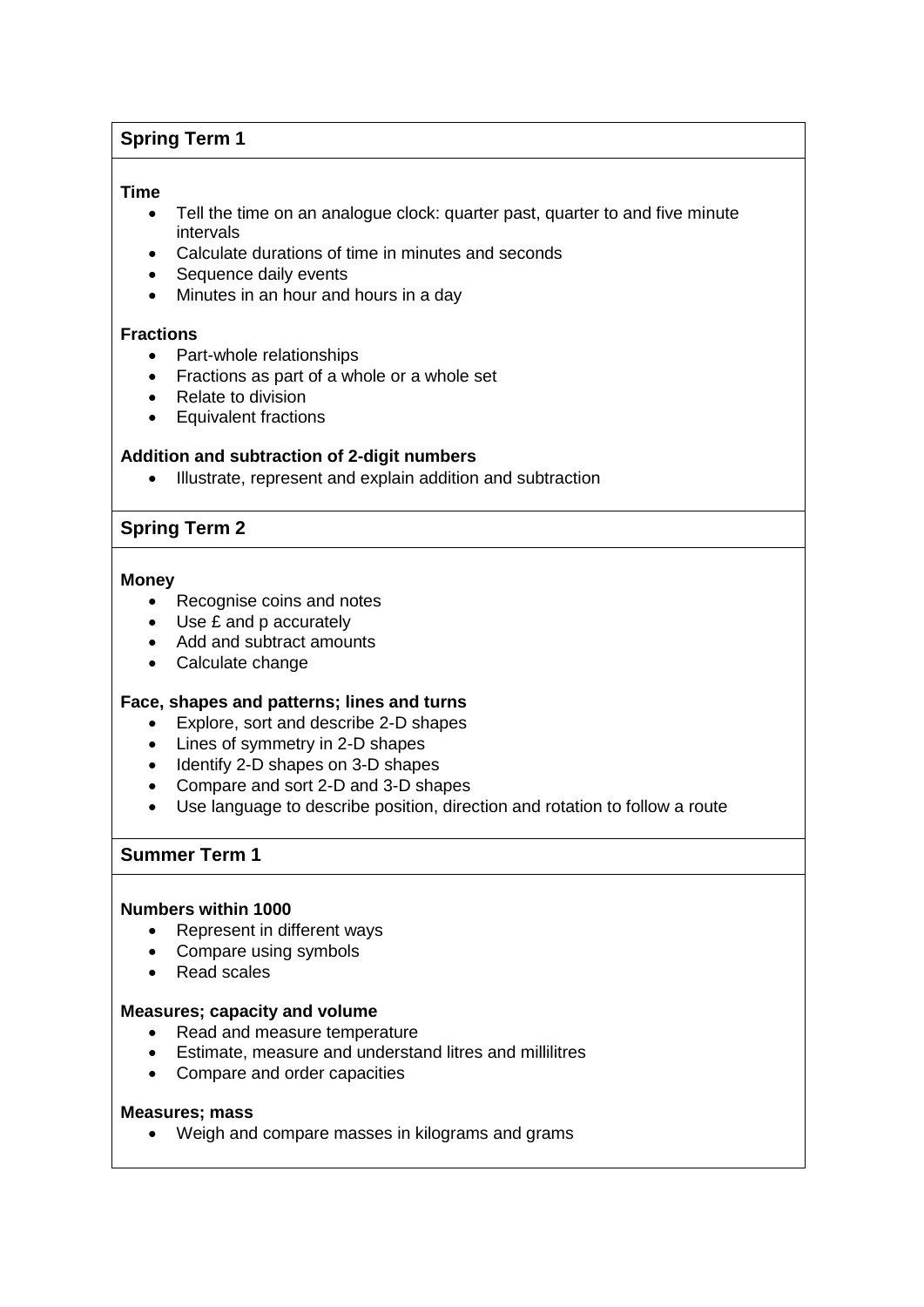## Spring Term 1

**Time**

- Tell the time on an analogue clock: quarter past, quarter to and five minute intervals
- Calculate durations of time in minutes and seconds
- Sequence daily events
- Minutes in an hour and hours in a day

**Fractions**

- Part-whole relationships
- Fractions as part of a whole or a whole set
- Relate to division
- Equivalent fractions

**Addition and subtraction of 2-digit numbers**

- Illustrate, represent and explain addition and subtraction

## Spring Term 2

**Money**

- Recognise coins and notes
- Use £ and p accurately
- Add and subtract amounts
- Calculate change

**Face, shapes and patterns; lines and turns**

- Explore, sort and describe 2-D shapes
- Lines of symmetry in 2-D shapes
- Identify 2-D shapes on 3-D shapes
- Compare and sort 2-D and 3-D shapes
- Use language to describe position, direction and rotation to follow a route

## Summer Term 1

**Numbers within 1000**

- Represent in different ways
- Compare using symbols
- Read scales

**Measures; capacity and volume**

- Read and measure temperature
- Estimate, measure and understand litres and millilitres
- Compare and order capacities

**Measures; mass**

- Weigh and compare masses in kilograms and grams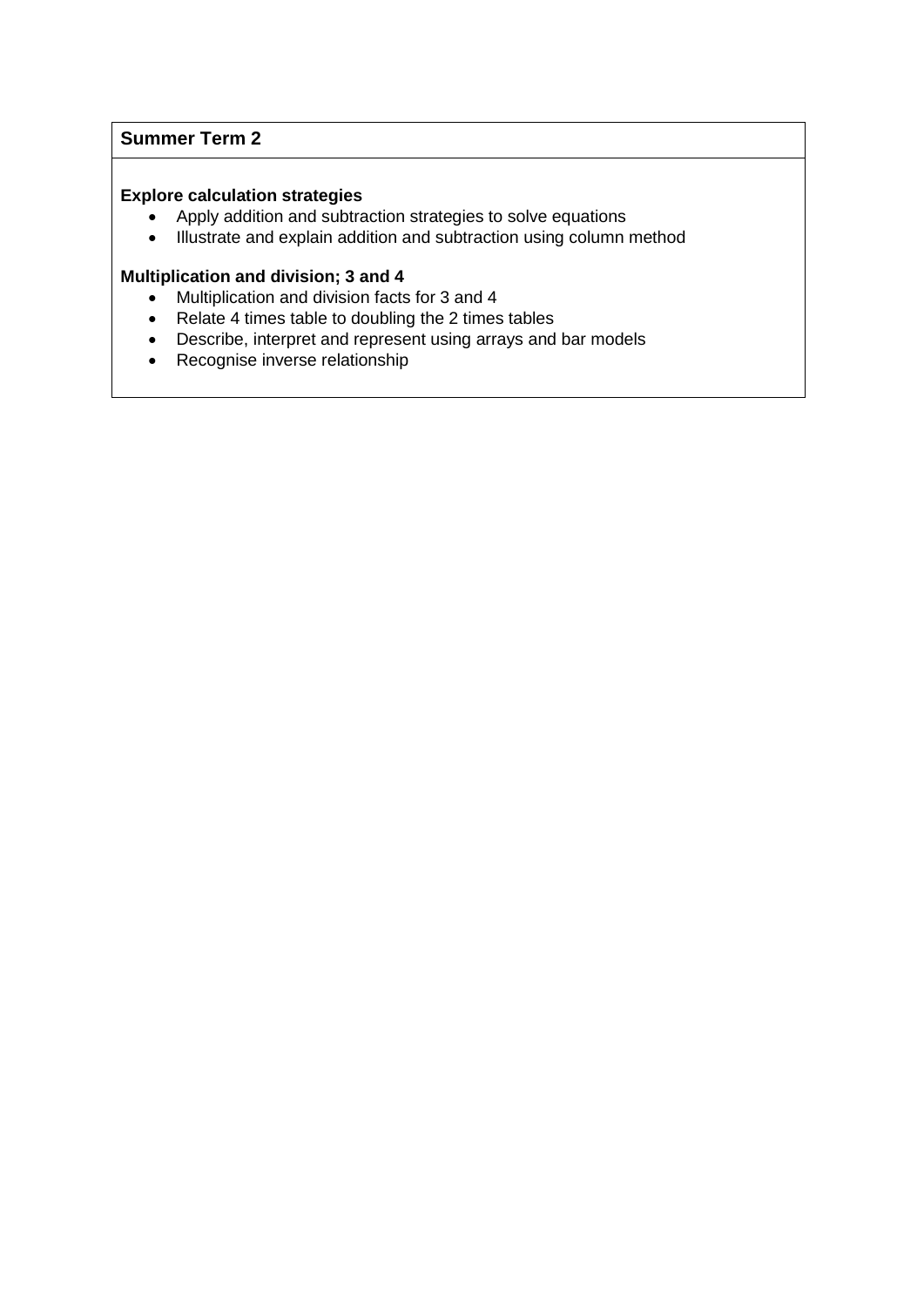## Summer Term 2

**Explore calculation strategies**

- Apply addition and subtraction strategies to solve equations
- Illustrate and explain addition and subtraction using column method

**Multiplication and division; 3 and 4**

- Multiplication and division facts for 3 and 4
- Relate 4 times table to doubling the 2 times tables
- Describe, interpret and represent using arrays and bar models
- Recognise inverse relationship